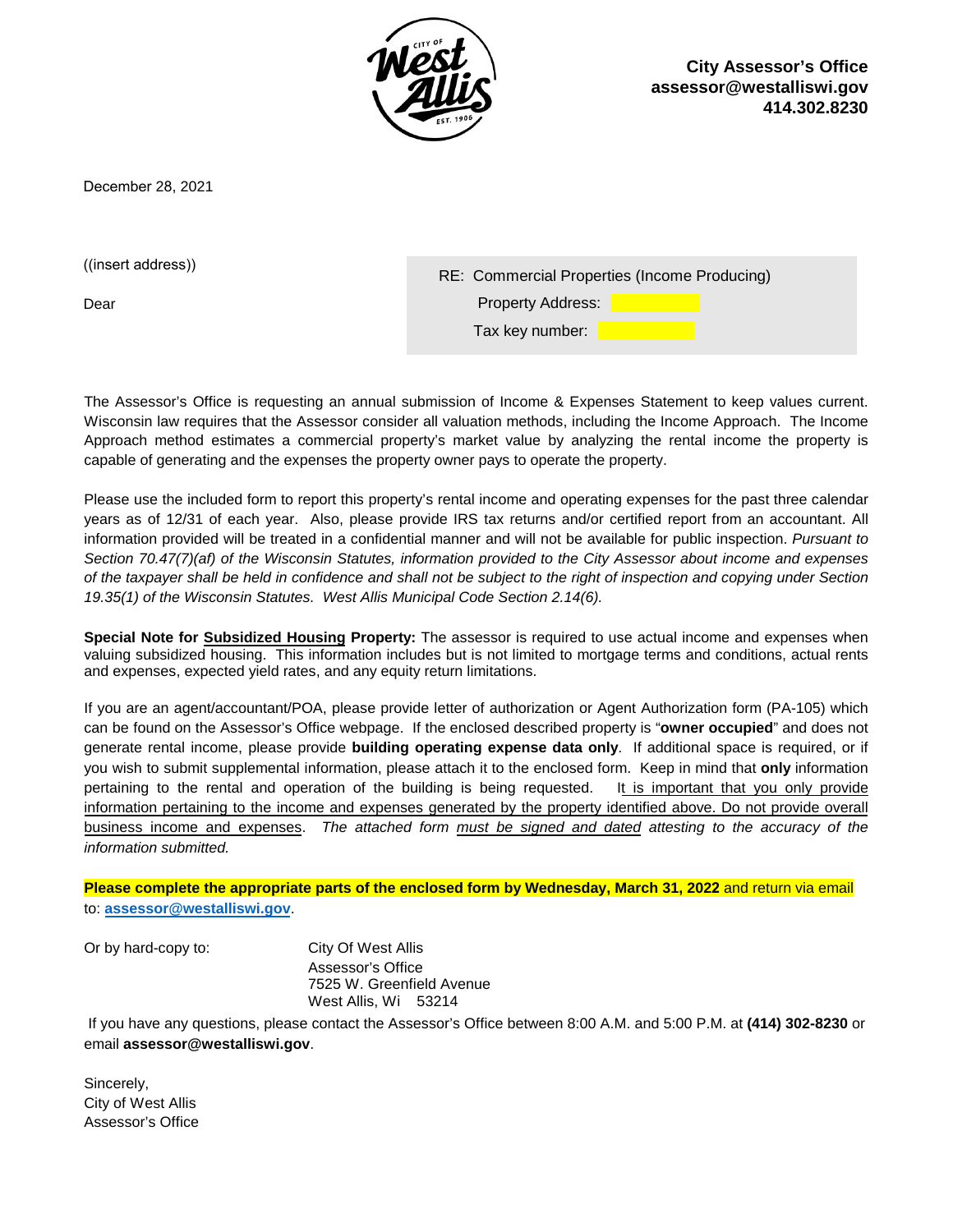**City Assessor's Office**
**assessor@westalliswi.gov**
**414.302.8230**

December 28, 2021

((insert address))

Dear

RE: Commercial Properties (Income Producing)
Property Address:
Tax key number:

The Assessor's Office is requesting an annual submission of Income & Expenses Statement to keep values current. Wisconsin law requires that the Assessor consider all valuation methods, including the Income Approach. The Income Approach method estimates a commercial property's market value by analyzing the rental income the property is capable of generating and the expenses the property owner pays to operate the property.

Please use the included form to report this property's rental income and operating expenses for the past three calendar years as of 12/31 of each year. Also, please provide IRS tax returns and/or certified report from an accountant. All information provided will be treated in a confidential manner and will not be available for public inspection. *Pursuant to Section 70.47(7)(af) of the Wisconsin Statutes, information provided to the City Assessor about income and expenses of the taxpayer shall be held in confidence and shall not be subject to the right of inspection and copying under Section 19.35(1) of the Wisconsin Statutes. West Allis Municipal Code Section 2.14(6).*

**Special Note for Subsidized Housing Property:** The assessor is required to use actual income and expenses when valuing subsidized housing. This information includes but is not limited to mortgage terms and conditions, actual rents and expenses, expected yield rates, and any equity return limitations.

If you are an agent/accountant/POA, please provide letter of authorization or Agent Authorization form (PA-105) which can be found on the Assessor's Office webpage. If the enclosed described property is "**owner occupied**" and does not generate rental income, please provide **building operating expense data only**. If additional space is required, or if you wish to submit supplemental information, please attach it to the enclosed form. Keep in mind that **only** information pertaining to the rental and operation of the building is being requested. It is important that you only provide information pertaining to the income and expenses generated by the property identified above. Do not provide overall business income and expenses. *The attached form must be signed and dated attesting to the accuracy of the information submitted.*

**Please complete the appropriate parts of the enclosed form by Wednesday, March 31, 2022** and return via email to: **assessor@westalliswi.gov**.

Or by hard-copy to:

City Of West Allis
Assessor's Office
7525 W. Greenfield Avenue
West Allis, Wi 53214

If you have any questions, please contact the Assessor's Office between 8:00 A.M. and 5:00 P.M. at **(414) 302-8230** or email **assessor@westalliswi.gov**.

Sincerely,
City of West Allis
Assessor's Office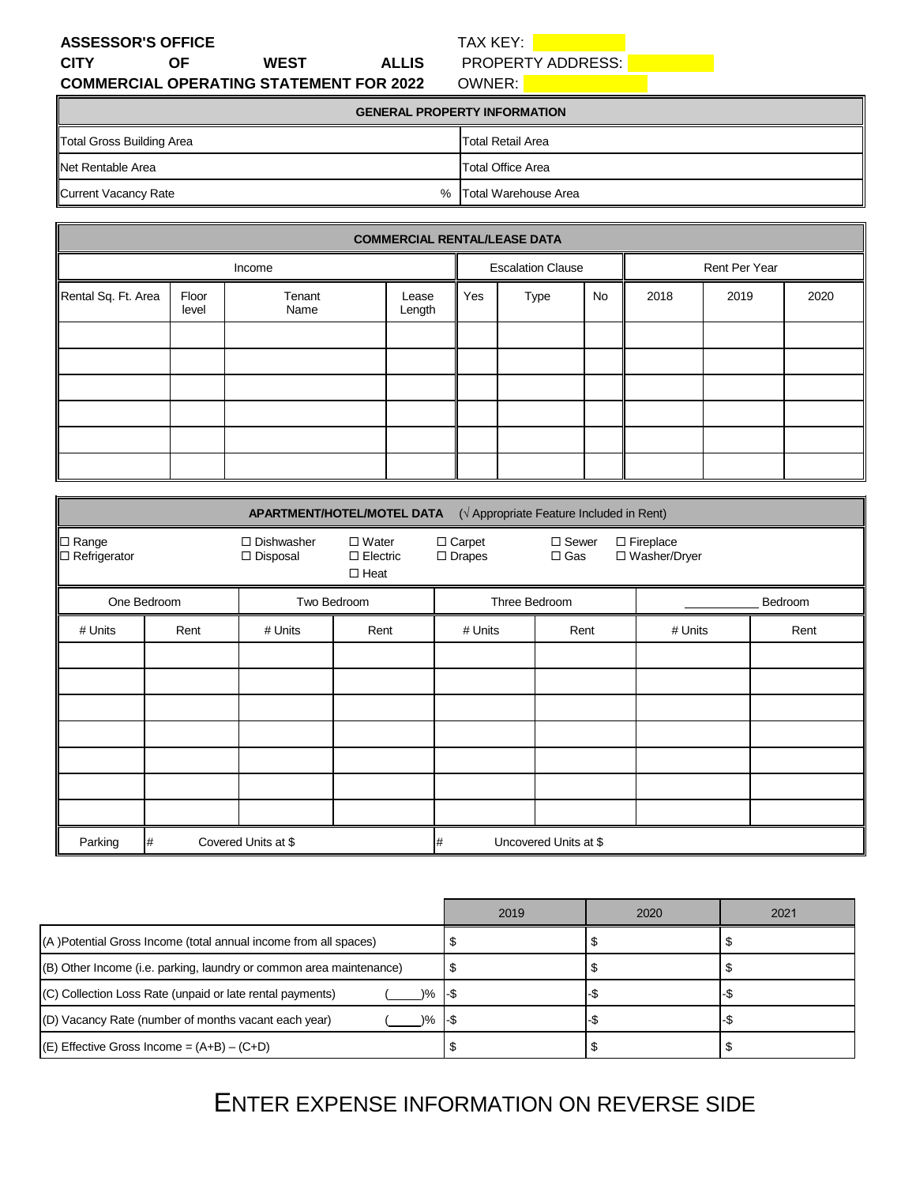**ASSESSOR'S OFFICE**
**CITY OF WEST ALLIS**
**COMMERCIAL OPERATING STATEMENT FOR 2022**

TAX KEY:
PROPERTY ADDRESS:
OWNER:

| GENERAL PROPERTY INFORMATION | |
|---|---|
| Total Gross Building Area | Total Retail Area |
| Net Rentable Area | Total Office Area |
| Current Vacancy Rate % | Total Warehouse Area |

| COMMERCIAL RENTAL/LEASE DATA | | | | | | | | | |
|---|---|---|---|---|---|---|---|---|---|
| Income | | | | Escalation Clause | | | Rent Per Year | | |
| Rental Sq. Ft. Area | Floor level | Tenant Name | Lease Length | Yes | Type | No | 2018 | 2019 | 2020 |
| | | | | | | | | | |
| | | | | | | | | | |
| | | | | | | | | | |
| | | | | | | | | | |
| | | | | | | | | | |
| | | | | | | | | | |

**APARTMENT/HOTEL/MOTEL DATA** (√ Appropriate Feature Included in Rent)

- ☐ Range
- ☐ Refrigerator
- ☐ Dishwasher
- ☐ Disposal
- ☐ Water
- ☐ Electric
- ☐ Heat
- ☐ Carpet
- ☐ Drapes
- ☐ Sewer
- ☐ Gas
- ☐ Fireplace
- ☐ Washer/Dryer

| One Bedroom | | Two Bedroom | | Three Bedroom | | ______ Bedroom | |
|---|---|---|---|---|---|---|---|
| # Units | Rent | # Units | Rent | # Units | Rent | # Units | Rent |
| | | | | | | | |
| | | | | | | | |
| | | | | | | | |
| | | | | | | | |
| | | | | | | | |
| | | | | | | | |
| | | | | | | | |
| Parking | # Covered Units at $ | | | # Uncovered Units at $ | | | |

| | 2019 | 2020 | 2021 |
|---|---|---|---|
| (A )Potential Gross Income (total annual income from all spaces) | $ | $ | $ |
| (B) Other Income (i.e. parking, laundry or common area maintenance) | $ | $ | $ |
| (C) Collection Loss Rate (unpaid or late rental payments) (____)% | -$ | -$ | -$ |
| (D) Vacancy Rate (number of months vacant each year) (____)% | -$ | -$ | -$ |
| (E) Effective Gross Income = (A+B) – (C+D) | $ | $ | $ |

ENTER EXPENSE INFORMATION ON REVERSE SIDE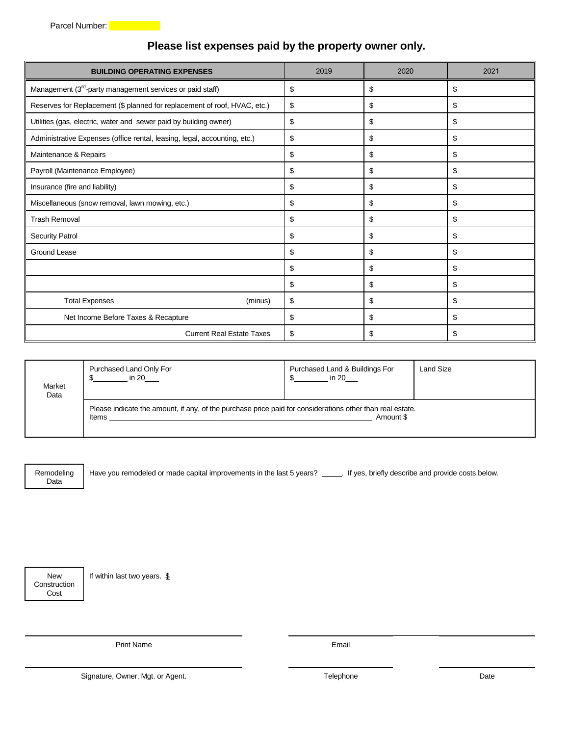Parcel Number:

## Please list expenses paid by the property owner only.

| BUILDING OPERATING EXPENSES | 2019 | 2020 | 2021 |
|---|---|---|---|
| Management (3rd-party management services or paid staff) | $ | $ | $ |
| Reserves for Replacement ($ planned for replacement of roof, HVAC, etc.) | $ | $ | $ |
| Utilities (gas, electric, water and sewer paid by building owner) | $ | $ | $ |
| Administrative Expenses (office rental, leasing, legal, accounting, etc.) | $ | $ | $ |
| Maintenance & Repairs | $ | $ | $ |
| Payroll (Maintenance Employee) | $ | $ | $ |
| Insurance (fire and liability) | $ | $ | $ |
| Miscellaneous (snow removal, lawn mowing, etc.) | $ | $ | $ |
| Trash Removal | $ | $ | $ |
| Security Patrol | $ | $ | $ |
| Ground Lease | $ | $ | $ |
| | $ | $ | $ |
| | $ | $ | $ |
| Total Expenses (minus) | $ | $ | $ |
| Net Income Before Taxes & Recapture | $ | $ | $ |
| Current Real Estate Taxes | $ | $ | $ |

| | | | |
|---|---|---|---|
| Market Data | Purchased Land Only For $________ in 20___ | Purchased Land & Buildings For $________ in 20___ | Land Size |
| | Please indicate the amount, if any, of the purchase price paid for considerations other than real estate. Items ______________________________ Amount $ | | |

**Remodeling Data**

Have you remodeled or made capital improvements in the last 5 years? _____. If yes, briefly describe and provide costs below.

**New Construction Cost**

If within last two years. $

Print Name

Email

Signature, Owner, Mgt. or Agent.

Telephone

Date